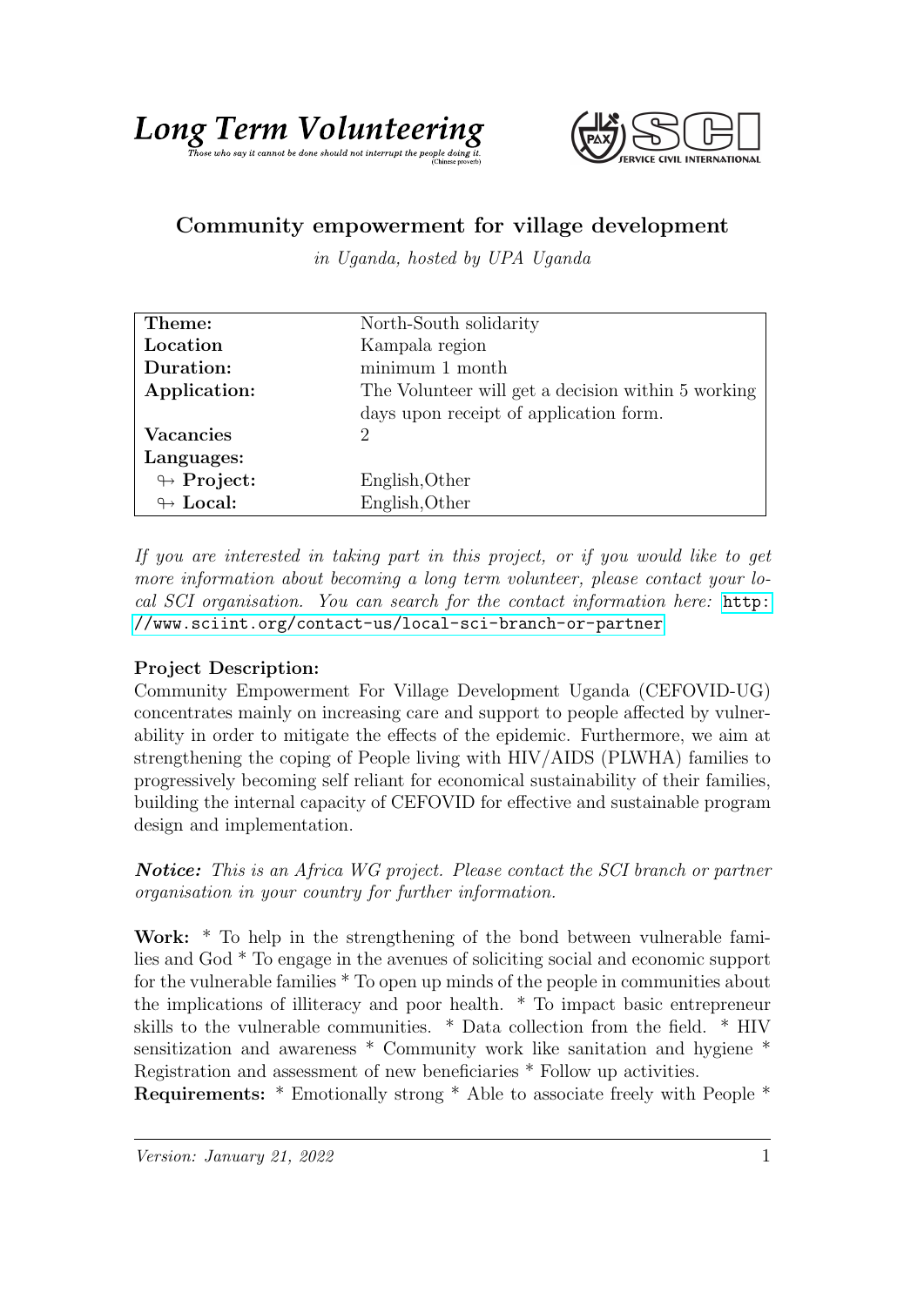**Long Term Volunteering**

*Those who say it cannot be done should not interrupt the people doing it.* (Chinese proverb)

SERVICE CIVIL INTERNATIONAL

## Community empowerment for village development

*in Uganda, hosted by UPA Uganda*

| | |
|---|---|
| **Theme:** | North-South solidarity |
| **Location** | Kampala region |
| **Duration:** | minimum 1 month |
| **Application:** | The Volunteer will get a decision within 5 working days upon receipt of application form. |
| **Vacancies** | 2 |
| **Languages:** | |
| ↬ **Project:** | English,Other |
| ↬ **Local:** | English,Other |

*If you are interested in taking part in this project, or if you would like to get more information about becoming a long term volunteer, please contact your local SCI organisation. You can search for the contact information here:* http://www.sciint.org/contact-us/local-sci-branch-or-partner

**Project Description:**
Community Empowerment For Village Development Uganda (CEFOVID-UG) concentrates mainly on increasing care and support to people affected by vulnerability in order to mitigate the effects of the epidemic. Furthermore, we aim at strengthening the coping of People living with HIV/AIDS (PLWHA) families to progressively becoming self reliant for economical sustainability of their families, building the internal capacity of CEFOVID for effective and sustainable program design and implementation.

***Notice:*** *This is an Africa WG project. Please contact the SCI branch or partner organisation in your country for further information.*

**Work:** * To help in the strengthening of the bond between vulnerable families and God * To engage in the avenues of soliciting social and economic support for the vulnerable families * To open up minds of the people in communities about the implications of illiteracy and poor health. * To impact basic entrepreneur skills to the vulnerable communities. * Data collection from the field. * HIV sensitization and awareness * Community work like sanitation and hygiene * Registration and assessment of new beneficiaries * Follow up activities.
**Requirements:** * Emotionally strong * Able to associate freely with People *

*Version: January 21, 2022*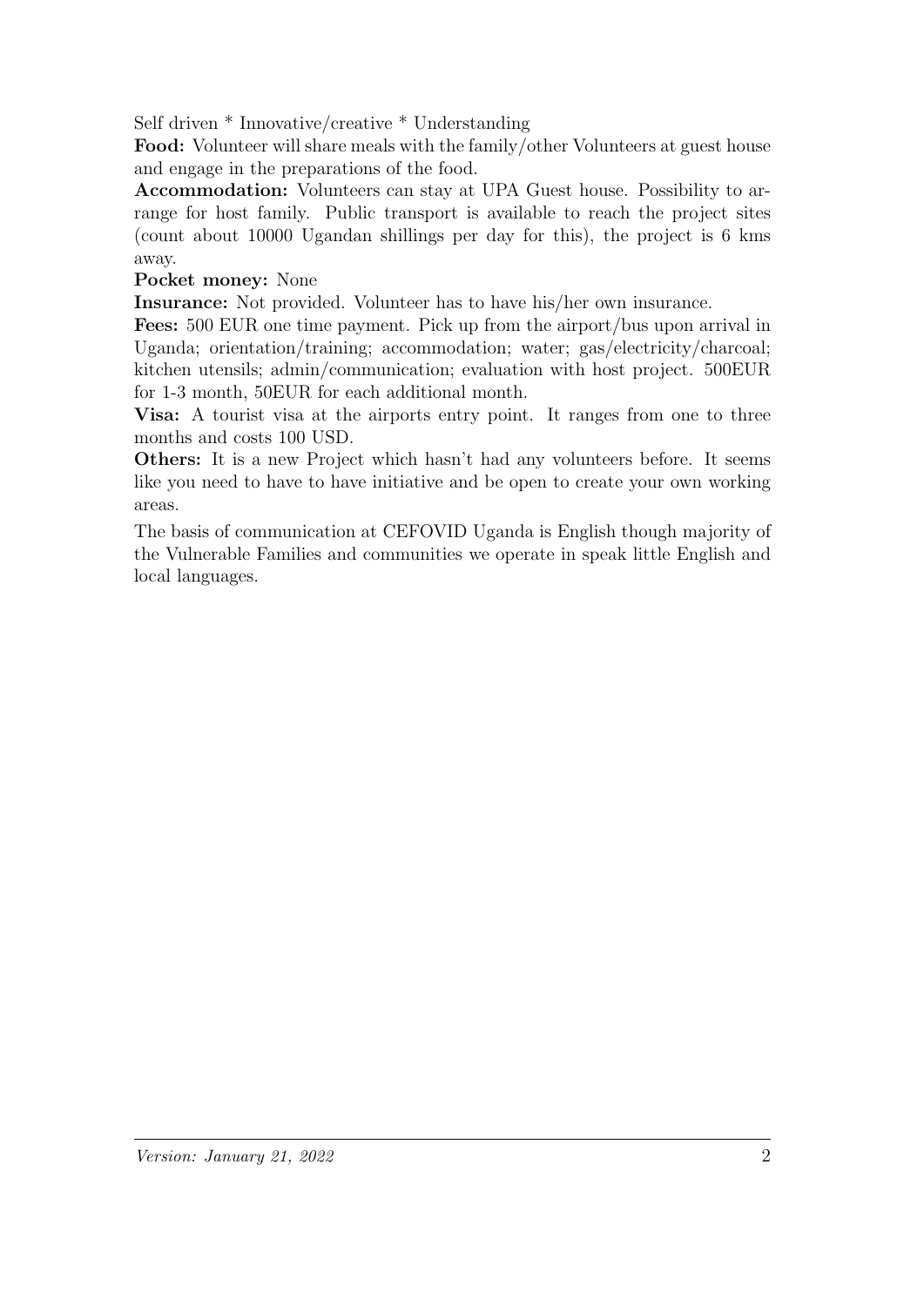Self driven * Innovative/creative * Understanding

**Food:** Volunteer will share meals with the family/other Volunteers at guest house and engage in the preparations of the food.

**Accommodation:** Volunteers can stay at UPA Guest house. Possibility to arrange for host family. Public transport is available to reach the project sites (count about 10000 Ugandan shillings per day for this), the project is 6 kms away.

**Pocket money:** None

**Insurance:** Not provided. Volunteer has to have his/her own insurance.

**Fees:** 500 EUR one time payment. Pick up from the airport/bus upon arrival in Uganda; orientation/training; accommodation; water; gas/electricity/charcoal; kitchen utensils; admin/communication; evaluation with host project. 500EUR for 1-3 month, 50EUR for each additional month.

**Visa:** A tourist visa at the airports entry point. It ranges from one to three months and costs 100 USD.

**Others:** It is a new Project which hasn't had any volunteers before. It seems like you need to have to have initiative and be open to create your own working areas.

The basis of communication at CEFOVID Uganda is English though majority of the Vulnerable Families and communities we operate in speak little English and local languages.